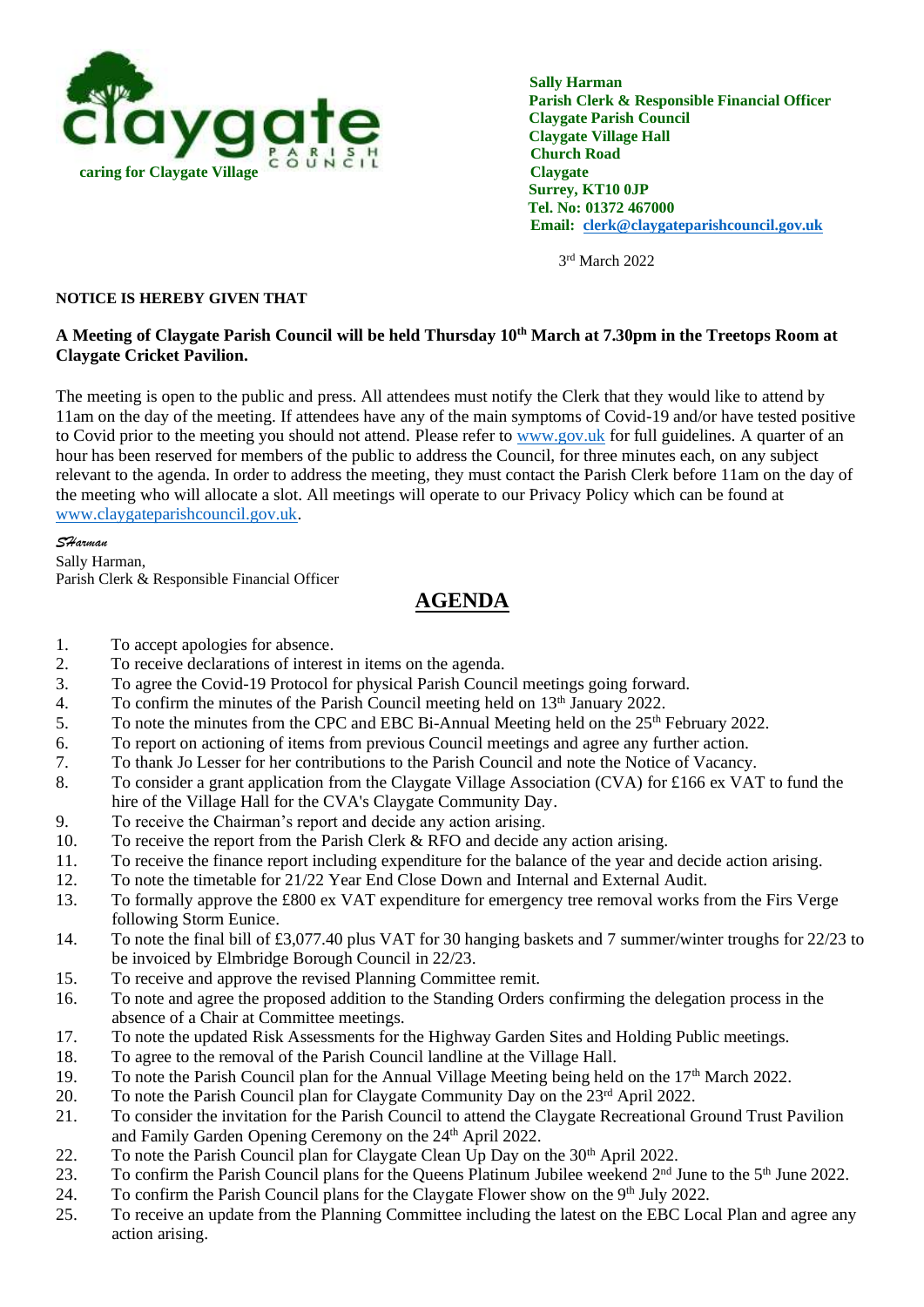caring for Claygate Village

**Sally Harman**
**Parish Clerk & Responsible Financial Officer**
**Claygate Parish Council**
**Claygate Village Hall**
**Church Road**
**Claygate**
**Surrey, KT10 0JP**
**Tel. No: 01372 467000**
**Email: clerk@claygateparishcouncil.gov.uk**

3rd March 2022

**NOTICE IS HEREBY GIVEN THAT**

**A Meeting of Claygate Parish Council will be held Thursday 10th March at 7.30pm in the Treetops Room at Claygate Cricket Pavilion.**

The meeting is open to the public and press. All attendees must notify the Clerk that they would like to attend by 11am on the day of the meeting. If attendees have any of the main symptoms of Covid-19 and/or have tested positive to Covid prior to the meeting you should not attend. Please refer to www.gov.uk for full guidelines. A quarter of an hour has been reserved for members of the public to address the Council, for three minutes each, on any subject relevant to the agenda. In order to address the meeting, they must contact the Parish Clerk before 11am on the day of the meeting who will allocate a slot. All meetings will operate to our Privacy Policy which can be found at www.claygateparishcouncil.gov.uk.

*SHarman*
Sally Harman,
Parish Clerk & Responsible Financial Officer

## AGENDA

1. To accept apologies for absence.
2. To receive declarations of interest in items on the agenda.
3. To agree the Covid-19 Protocol for physical Parish Council meetings going forward.
4. To confirm the minutes of the Parish Council meeting held on 13th January 2022.
5. To note the minutes from the CPC and EBC Bi-Annual Meeting held on the 25th February 2022.
6. To report on actioning of items from previous Council meetings and agree any further action.
7. To thank Jo Lesser for her contributions to the Parish Council and note the Notice of Vacancy.
8. To consider a grant application from the Claygate Village Association (CVA) for £166 ex VAT to fund the hire of the Village Hall for the CVA's Claygate Community Day.
9. To receive the Chairman's report and decide any action arising.
10. To receive the report from the Parish Clerk & RFO and decide any action arising.
11. To receive the finance report including expenditure for the balance of the year and decide action arising.
12. To note the timetable for 21/22 Year End Close Down and Internal and External Audit.
13. To formally approve the £800 ex VAT expenditure for emergency tree removal works from the Firs Verge following Storm Eunice.
14. To note the final bill of £3,077.40 plus VAT for 30 hanging baskets and 7 summer/winter troughs for 22/23 to be invoiced by Elmbridge Borough Council in 22/23.
15. To receive and approve the revised Planning Committee remit.
16. To note and agree the proposed addition to the Standing Orders confirming the delegation process in the absence of a Chair at Committee meetings.
17. To note the updated Risk Assessments for the Highway Garden Sites and Holding Public meetings.
18. To agree to the removal of the Parish Council landline at the Village Hall.
19. To note the Parish Council plan for the Annual Village Meeting being held on the 17th March 2022.
20. To note the Parish Council plan for Claygate Community Day on the 23rd April 2022.
21. To consider the invitation for the Parish Council to attend the Claygate Recreational Ground Trust Pavilion and Family Garden Opening Ceremony on the 24th April 2022.
22. To note the Parish Council plan for Claygate Clean Up Day on the 30th April 2022.
23. To confirm the Parish Council plans for the Queens Platinum Jubilee weekend 2nd June to the 5th June 2022.
24. To confirm the Parish Council plans for the Claygate Flower show on the 9th July 2022.
25. To receive an update from the Planning Committee including the latest on the EBC Local Plan and agree any action arising.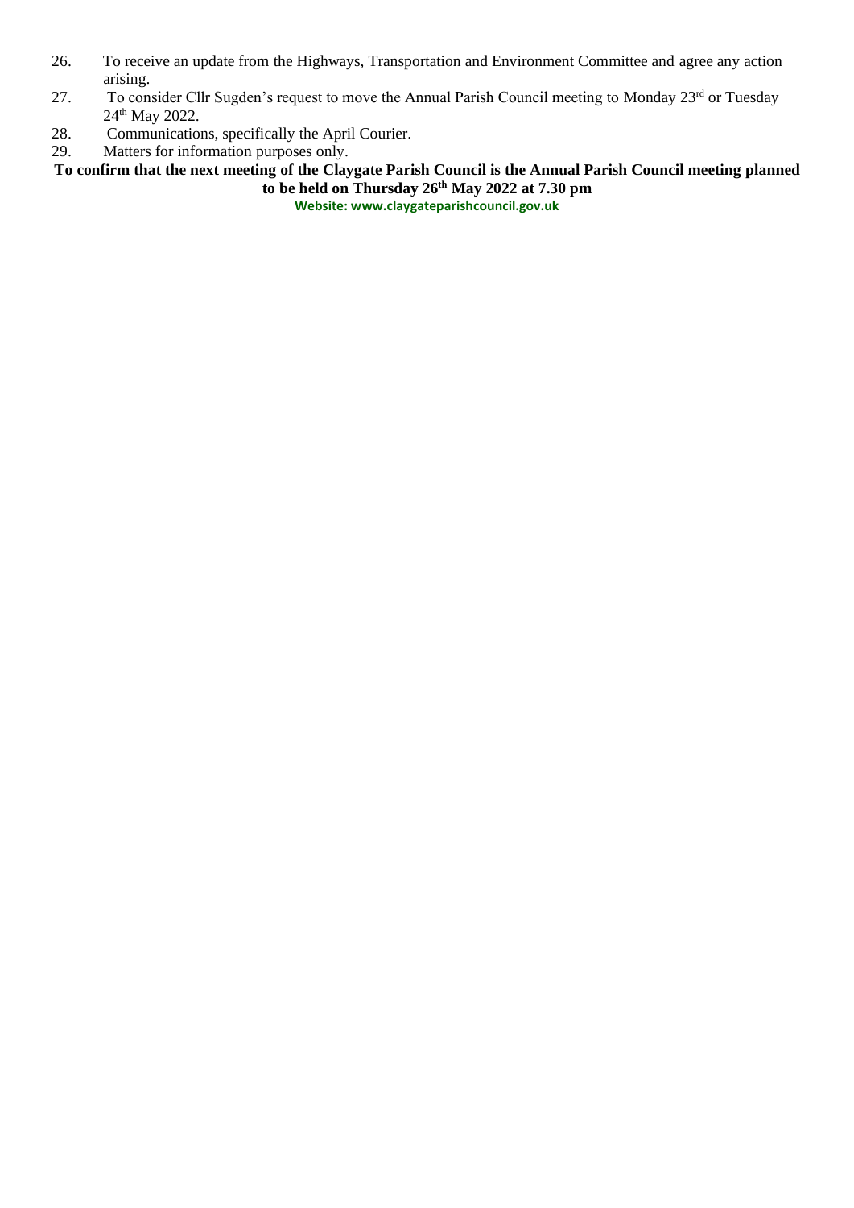26. To receive an update from the Highways, Transportation and Environment Committee and agree any action arising.
27. To consider Cllr Sugden's request to move the Annual Parish Council meeting to Monday 23rd or Tuesday 24th May 2022.
28. Communications, specifically the April Courier.
29. Matters for information purposes only.

**To confirm that the next meeting of the Claygate Parish Council is the Annual Parish Council meeting planned to be held on Thursday 26th May 2022 at 7.30 pm**

**Website: www.claygateparishcouncil.gov.uk**